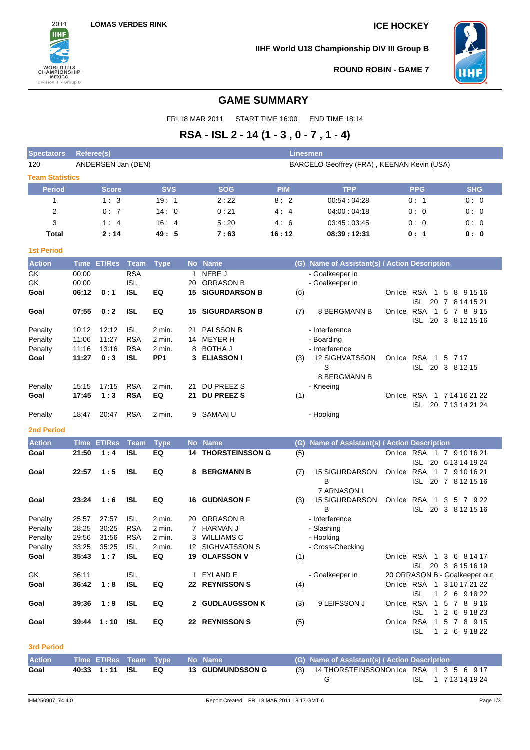LOMAS VERDES RINK

ICE HOCKEY

IIHF World U18 Championship DIV III Group B

ROUND ROBIN - GAME 7

# GAME SUMMARY

FRI 18 MAR 2011 START TIME 16:00 END TIME 18:14

## RSA - ISL 2 - 14 (1 - 3 , 0 - 7 , 1 - 4)

| Spectators | Referee(s) | Linesmen |
|---|---|---|
| 120 | ANDERSEN Jan (DEN) | BARCELO Geoffrey (FRA) , KEENAN Kevin (USA) |

### Team Statistics

| Period | Score | SVS | SOG | PIM | TPP | PPG | SHG |
|---|---|---|---|---|---|---|---|
| 1 | 1 : 3 | 19 : 1 | 2 : 22 | 8 : 2 | 00:54 : 04:28 | 0 : 1 | 0 : 0 |
| 2 | 0 : 7 | 14 : 0 | 0 : 21 | 4 : 4 | 04:00 : 04:18 | 0 : 0 | 0 : 0 |
| 3 | 1 : 4 | 16 : 4 | 5 : 20 | 4 : 6 | 03:45 : 03:45 | 0 : 0 | 0 : 0 |
| **Total** | **2 : 14** | **49 : 5** | **7 : 63** | **16 : 12** | **08:39 : 12:31** | **0 : 1** | **0 : 0** |

### 1st Period

| Action | Time | ET/Res | Team | Type | No | Name | (G) | Name of Assistant(s) / Action Description | On Ice |
|---|---|---|---|---|---|---|---|---|---|
| GK | 00:00 | | RSA | | 1 | NEBE J | | - Goalkeeper in | |
| GK | 00:00 | | ISL | | 20 | ORRASON B | | - Goalkeeper in | |
| **Goal** | **06:12** | **0 : 1** | **ISL** | **EQ** | **15** | **SIGURDARSON B** | (6) | | RSA 1 5 8 9 15 16<br>ISL 20 7 8 14 15 21 |
| **Goal** | **07:55** | **0 : 2** | **ISL** | **EQ** | **15** | **SIGURDARSON B** | (7) | 8 BERGMANN B | RSA 1 5 7 8 9 15<br>ISL 20 3 8 12 15 16 |
| Penalty | 10:12 | 12:12 | ISL | 2 min. | 21 | PALSSON B | | - Interference | |
| Penalty | 11:06 | 11:27 | RSA | 2 min. | 14 | MEYER H | | - Boarding | |
| Penalty | 11:16 | 13:16 | RSA | 2 min. | 8 | BOTHA J | | - Interference | |
| **Goal** | **11:27** | **0 : 3** | **ISL** | **PP1** | **3** | **ELIASSON I** | (3) | 12 SIGHVATSSON S<br>8 BERGMANN B | RSA 1 5 7 17<br>ISL 20 3 8 12 15 |
| Penalty | 15:15 | 17:15 | RSA | 2 min. | 21 | DU PREEZ S | | - Kneeing | |
| **Goal** | **17:45** | **1 : 3** | **RSA** | **EQ** | **21** | **DU PREEZ S** | (1) | | RSA 1 7 14 16 21 22<br>ISL 20 7 13 14 21 24 |
| Penalty | 18:47 | 20:47 | RSA | 2 min. | 9 | SAMAAI U | | - Hooking | |

### 2nd Period

| Action | Time | ET/Res | Team | Type | No | Name | (G) | Name of Assistant(s) / Action Description | On Ice |
|---|---|---|---|---|---|---|---|---|---|
| **Goal** | **21:50** | **1 : 4** | **ISL** | **EQ** | **14** | **THORSTEINSSON G** | (5) | | RSA 1 7 9 10 16 21<br>ISL 20 6 13 14 19 24 |
| **Goal** | **22:57** | **1 : 5** | **ISL** | **EQ** | **8** | **BERGMANN B** | (7) | 15 SIGURDARSON B<br>7 ARNASON I | RSA 1 7 9 10 16 21<br>ISL 20 7 8 12 15 16 |
| **Goal** | **23:24** | **1 : 6** | **ISL** | **EQ** | **16** | **GUDNASON F** | (3) | 15 SIGURDARSON B | RSA 1 3 5 7 9 22<br>ISL 20 3 8 12 15 16 |
| Penalty | 25:57 | 27:57 | ISL | 2 min. | 20 | ORRASON B | | - Interference | |
| Penalty | 28:25 | 30:25 | RSA | 2 min. | 7 | HARMAN J | | - Slashing | |
| Penalty | 29:56 | 31:56 | RSA | 2 min. | 3 | WILLIAMS C | | - Hooking | |
| Penalty | 33:25 | 35:25 | ISL | 2 min. | 12 | SIGHVATSSON S | | - Cross-Checking | |
| **Goal** | **35:43** | **1 : 7** | **ISL** | **EQ** | **19** | **OLAFSSON V** | (1) | | RSA 1 3 6 8 14 17<br>ISL 20 3 8 15 16 19 |
| GK | 36:11 | | ISL | | 1 | EYLAND E | | - Goalkeeper in | 20 ORRASON B - Goalkeeper out |
| **Goal** | **36:42** | **1 : 8** | **ISL** | **EQ** | **22** | **REYNISSON S** | (4) | | RSA 1 3 10 17 21 22<br>ISL 1 2 6 9 18 22 |
| **Goal** | **39:36** | **1 : 9** | **ISL** | **EQ** | **2** | **GUDLAUGSSON K** | (3) | 9 LEIFSSON J | RSA 1 5 7 8 9 16<br>ISL 1 2 6 9 18 23 |
| **Goal** | **39:44** | **1 : 10** | **ISL** | **EQ** | **22** | **REYNISSON S** | (5) | | RSA 1 5 7 8 9 15<br>ISL 1 2 6 9 18 22 |

### 3rd Period

| Action | Time | ET/Res | Team | Type | No | Name | (G) | Name of Assistant(s) / Action Description | On Ice |
|---|---|---|---|---|---|---|---|---|---|
| **Goal** | **40:33** | **1 : 11** | **ISL** | **EQ** | **13** | **GUDMUNDSSON G** | (3) | 14 THORSTEINSSON G | RSA 1 3 5 6 9 17<br>ISL 1 7 13 14 19 24 |

IHM250907_74 4.0 Report Created FRI 18 MAR 2011 18:17 GMT-6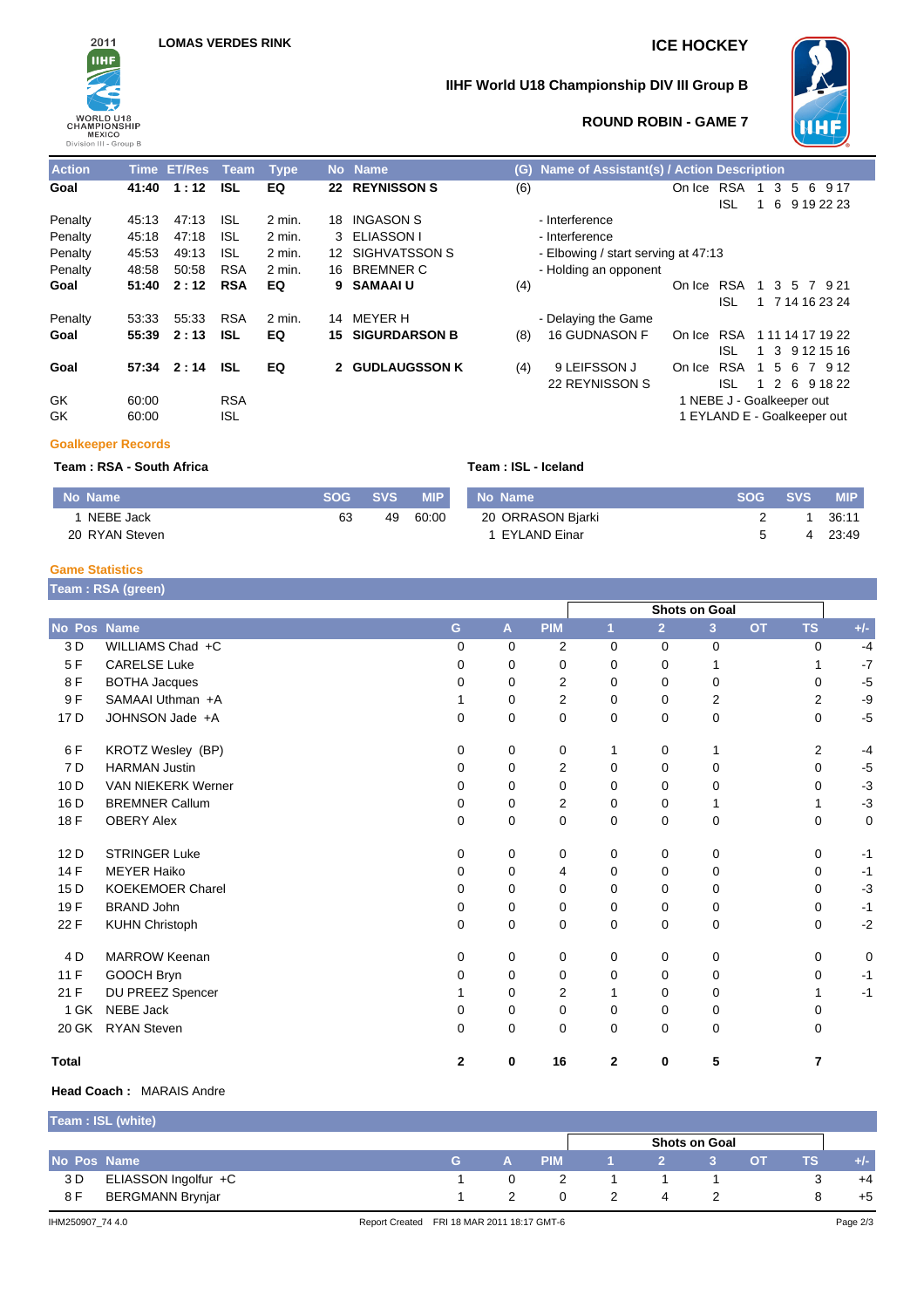LOMAS VERDES RINK

ICE HOCKEY

## IIHF World U18 Championship DIV III Group B

### ROUND ROBIN - GAME 7

| Action | Time | ET/Res | Team | Type | No | Name | (G) | Name of Assistant(s) / Action Description | | | |
|---|---|---|---|---|---|---|---|---|---|---|---|
| **Goal** | **41:40** | **1 : 12** | **ISL** | **EQ** | **22** | **REYNISSON S** | (6) | | On Ice | RSA | 1 3 5 6 9 17 |
| | | | | | | | | | | ISL | 1 6 9 19 22 23 |
| Penalty | 45:13 | 47:13 | ISL | 2 min. | 18 | INGASON S | | - Interference | | | |
| Penalty | 45:18 | 47:18 | ISL | 2 min. | 3 | ELIASSON I | | - Interference | | | |
| Penalty | 45:53 | 49:13 | ISL | 2 min. | 12 | SIGHVATSSON S | | - Elbowing / start serving at 47:13 | | | |
| Penalty | 48:58 | 50:58 | RSA | 2 min. | 16 | BREMNER C | | - Holding an opponent | | | |
| **Goal** | **51:40** | **2 : 12** | **RSA** | **EQ** | **9** | **SAMAAI U** | (4) | | On Ice | RSA | 1 3 5 7 9 21 |
| | | | | | | | | | | ISL | 1 7 14 16 23 24 |
| Penalty | 53:33 | 55:33 | RSA | 2 min. | 14 | MEYER H | | - Delaying the Game | | | |
| **Goal** | **55:39** | **2 : 13** | **ISL** | **EQ** | **15** | **SIGURDARSON B** | (8) | 16 GUDNASON F | On Ice | RSA | 1 11 14 17 19 22 |
| | | | | | | | | | | ISL | 1 3 9 12 15 16 |
| **Goal** | **57:34** | **2 : 14** | **ISL** | **EQ** | **2** | **GUDLAUGSSON K** | (4) | 9 LEIFSSON J | On Ice | RSA | 1 5 6 7 9 12 |
| | | | | | | | | 22 REYNISSON S | | ISL | 1 2 6 9 18 22 |
| GK | 60:00 | | RSA | | | | | 1 NEBE J - Goalkeeper out | | | |
| GK | 60:00 | | ISL | | | | | 1 EYLAND E - Goalkeeper out | | | |

### Goalkeeper Records

**Team : RSA - South Africa**

| No | Name | SOG | SVS | MIP |
|---|---|---|---|---|
| 1 | NEBE Jack | 63 | 49 | 60:00 |
| 20 | RYAN Steven | | | |

**Team : ISL - Iceland**

| No | Name | SOG | SVS | MIP |
|---|---|---|---|---|
| 20 | ORRASON Bjarki | 2 | 1 | 36:11 |
| 1 | EYLAND Einar | 5 | 4 | 23:49 |

### Game Statistics

**Team : RSA (green)**

| No | Pos | Name | G | A | PIM | Shots on Goal 1 | 2 | 3 | OT | TS | +/- |
|---|---|---|---|---|---|---|---|---|---|---|---|
| 3 | D | WILLIAMS Chad +C | 0 | 0 | 2 | 0 | 0 | 0 | | 0 | -4 |
| 5 | F | CARELSE Luke | 0 | 0 | 0 | 0 | 0 | 1 | | 1 | -7 |
| 8 | F | BOTHA Jacques | 0 | 0 | 2 | 0 | 0 | 0 | | 0 | -5 |
| 9 | F | SAMAAI Uthman +A | 1 | 0 | 2 | 0 | 0 | 2 | | 2 | -9 |
| 17 | D | JOHNSON Jade +A | 0 | 0 | 0 | 0 | 0 | 0 | | 0 | -5 |
| 6 | F | KROTZ Wesley (BP) | 0 | 0 | 0 | 1 | 0 | 1 | | 2 | -4 |
| 7 | D | HARMAN Justin | 0 | 0 | 2 | 0 | 0 | 0 | | 0 | -5 |
| 10 | D | VAN NIEKERK Werner | 0 | 0 | 0 | 0 | 0 | 0 | | 0 | -3 |
| 16 | D | BREMNER Callum | 0 | 0 | 2 | 0 | 0 | 1 | | 1 | -3 |
| 18 | F | OBERY Alex | 0 | 0 | 0 | 0 | 0 | 0 | | 0 | 0 |
| 12 | D | STRINGER Luke | 0 | 0 | 0 | 0 | 0 | 0 | | 0 | -1 |
| 14 | F | MEYER Haiko | 0 | 0 | 4 | 0 | 0 | 0 | | 0 | -1 |
| 15 | D | KOEKEMOER Charel | 0 | 0 | 0 | 0 | 0 | 0 | | 0 | -3 |
| 19 | F | BRAND John | 0 | 0 | 0 | 0 | 0 | 0 | | 0 | -1 |
| 22 | F | KUHN Christoph | 0 | 0 | 0 | 0 | 0 | 0 | | 0 | -2 |
| 4 | D | MARROW Keenan | 0 | 0 | 0 | 0 | 0 | 0 | | 0 | 0 |
| 11 | F | GOOCH Bryn | 0 | 0 | 0 | 0 | 0 | 0 | | 0 | -1 |
| 21 | F | DU PREEZ Spencer | 1 | 0 | 2 | 1 | 0 | 0 | | 1 | -1 |
| 1 | GK | NEBE Jack | 0 | 0 | 0 | 0 | 0 | 0 | | 0 | |
| 20 | GK | RYAN Steven | 0 | 0 | 0 | 0 | 0 | 0 | | 0 | |
| **Total** | | | **2** | **0** | **16** | **2** | **0** | **5** | | **7** | |

**Head Coach :** MARAIS Andre

**Team : ISL (white)**

| No | Pos | Name | G | A | PIM | Shots on Goal 1 | 2 | 3 | OT | TS | +/- |
|---|---|---|---|---|---|---|---|---|---|---|---|
| 3 | D | ELIASSON Ingolfur +C | 1 | 0 | 2 | 1 | 1 | 1 | | 3 | +4 |
| 8 | F | BERGMANN Brynjar | 1 | 2 | 0 | 2 | 4 | 2 | | 8 | +5 |

IHM250907_74 4.0 Report Created FRI 18 MAR 2011 18:17 GMT-6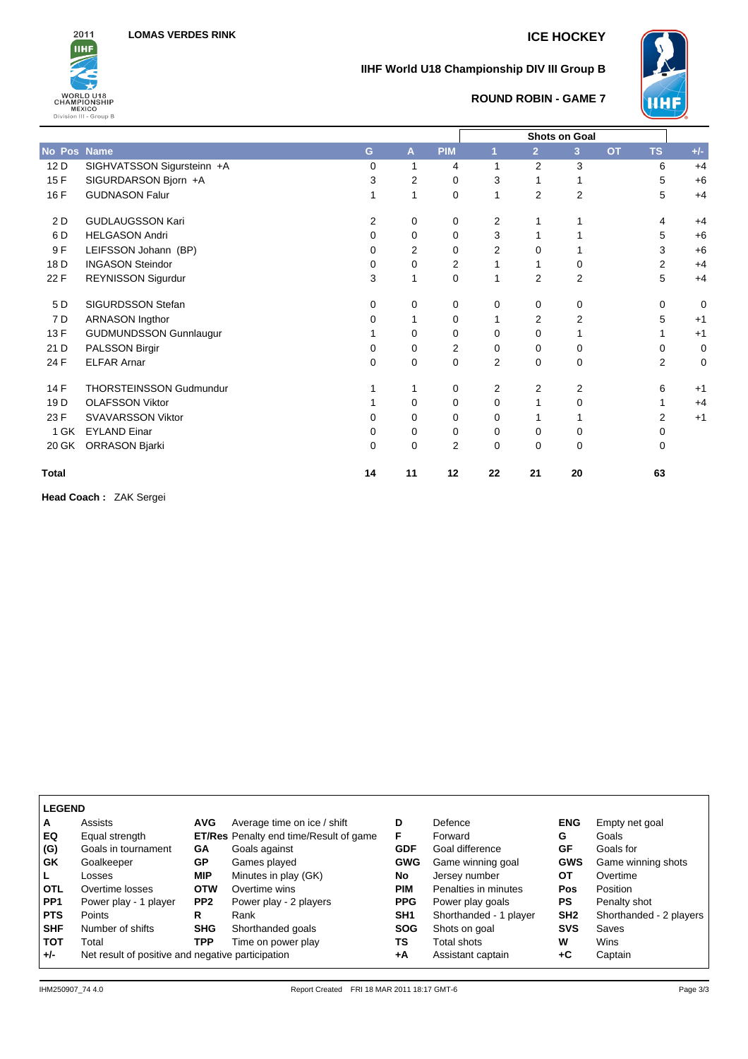**LOMAS VERDES RINK**

**ICE HOCKEY**

**IIHF World U18 Championship DIV III Group B**

**ROUND ROBIN - GAME 7**

| | | | | | | Shots on Goal | | | | | |
|---|---|---|---|---|---|---|---|---|---|---|---|
| No Pos | Name | G | A | PIM | 1 | 2 | 3 | OT | TS | +/- |
| 12 D | SIGHVATSSON Sigursteinn +A | 0 | 1 | 4 | 1 | 2 | 3 | | 6 | +4 |
| 15 F | SIGURDARSON Bjorn +A | 3 | 2 | 0 | 3 | 1 | 1 | | 5 | +6 |
| 16 F | GUDNASON Falur | 1 | 1 | 0 | 1 | 2 | 2 | | 5 | +4 |
| 2 D | GUDLAUGSSON Kari | 2 | 0 | 0 | 2 | 1 | 1 | | 4 | +4 |
| 6 D | HELGASON Andri | 0 | 0 | 0 | 3 | 1 | 1 | | 5 | +6 |
| 9 F | LEIFSSON Johann (BP) | 0 | 2 | 0 | 2 | 0 | 1 | | 3 | +6 |
| 18 D | INGASON Steindor | 0 | 0 | 2 | 1 | 1 | 0 | | 2 | +4 |
| 22 F | REYNISSON Sigurdur | 3 | 1 | 0 | 1 | 2 | 2 | | 5 | +4 |
| 5 D | SIGURDSSON Stefan | 0 | 0 | 0 | 0 | 0 | 0 | | 0 | 0 |
| 7 D | ARNASON Ingthor | 0 | 1 | 0 | 1 | 2 | 2 | | 5 | +1 |
| 13 F | GUDMUNDSSON Gunnlaugur | 1 | 0 | 0 | 0 | 0 | 1 | | 1 | +1 |
| 21 D | PALSSON Birgir | 0 | 0 | 2 | 0 | 0 | 0 | | 0 | 0 |
| 24 F | ELFAR Arnar | 0 | 0 | 0 | 2 | 0 | 0 | | 2 | 0 |
| 14 F | THORSTEINSSON Gudmundur | 1 | 1 | 0 | 2 | 2 | 2 | | 6 | +1 |
| 19 D | OLAFSSON Viktor | 1 | 0 | 0 | 0 | 1 | 0 | | 1 | +4 |
| 23 F | SVAVARSSON Viktor | 0 | 0 | 0 | 0 | 1 | 1 | | 2 | +1 |
| 1 GK | EYLAND Einar | 0 | 0 | 0 | 0 | 0 | 0 | | 0 | |
| 20 GK | ORRASON Bjarki | 0 | 0 | 2 | 0 | 0 | 0 | | 0 | |
| **Total** | | **14** | **11** | **12** | **22** | **21** | **20** | | **63** | |

**Head Coach :** ZAK Sergei

**LEGEND**

| | | | | | | | |
|---|---|---|---|---|---|---|---|
| **A** | Assists | **AVG** | Average time on ice / shift | **D** | Defence | **ENG** | Empty net goal |
| **EQ** | Equal strength | **ET/Res** | Penalty end time/Result of game | **F** | Forward | **G** | Goals |
| **(G)** | Goals in tournament | **GA** | Goals against | **GDF** | Goal difference | **GF** | Goals for |
| **GK** | Goalkeeper | **GP** | Games played | **GWG** | Game winning goal | **GWS** | Game winning shots |
| **L** | Losses | **MIP** | Minutes in play (GK) | **No** | Jersey number | **OT** | Overtime |
| **OTL** | Overtime losses | **OTW** | Overtime wins | **PIM** | Penalties in minutes | **Pos** | Position |
| **PP1** | Power play - 1 player | **PP2** | Power play - 2 players | **PPG** | Power play goals | **PS** | Penalty shot |
| **PTS** | Points | **R** | Rank | **SH1** | Shorthanded - 1 player | **SH2** | Shorthanded - 2 players |
| **SHF** | Number of shifts | **SHG** | Shorthanded goals | **SOG** | Shots on goal | **SVS** | Saves |
| **TOT** | Total | **TPP** | Time on power play | **TS** | Total shots | **W** | Wins |
| **+/-** | Net result of positive and negative participation | | | **+A** | Assistant captain | **+C** | Captain |

IHM250907_74 4.0 Report Created FRI 18 MAR 2011 18:17 GMT-6